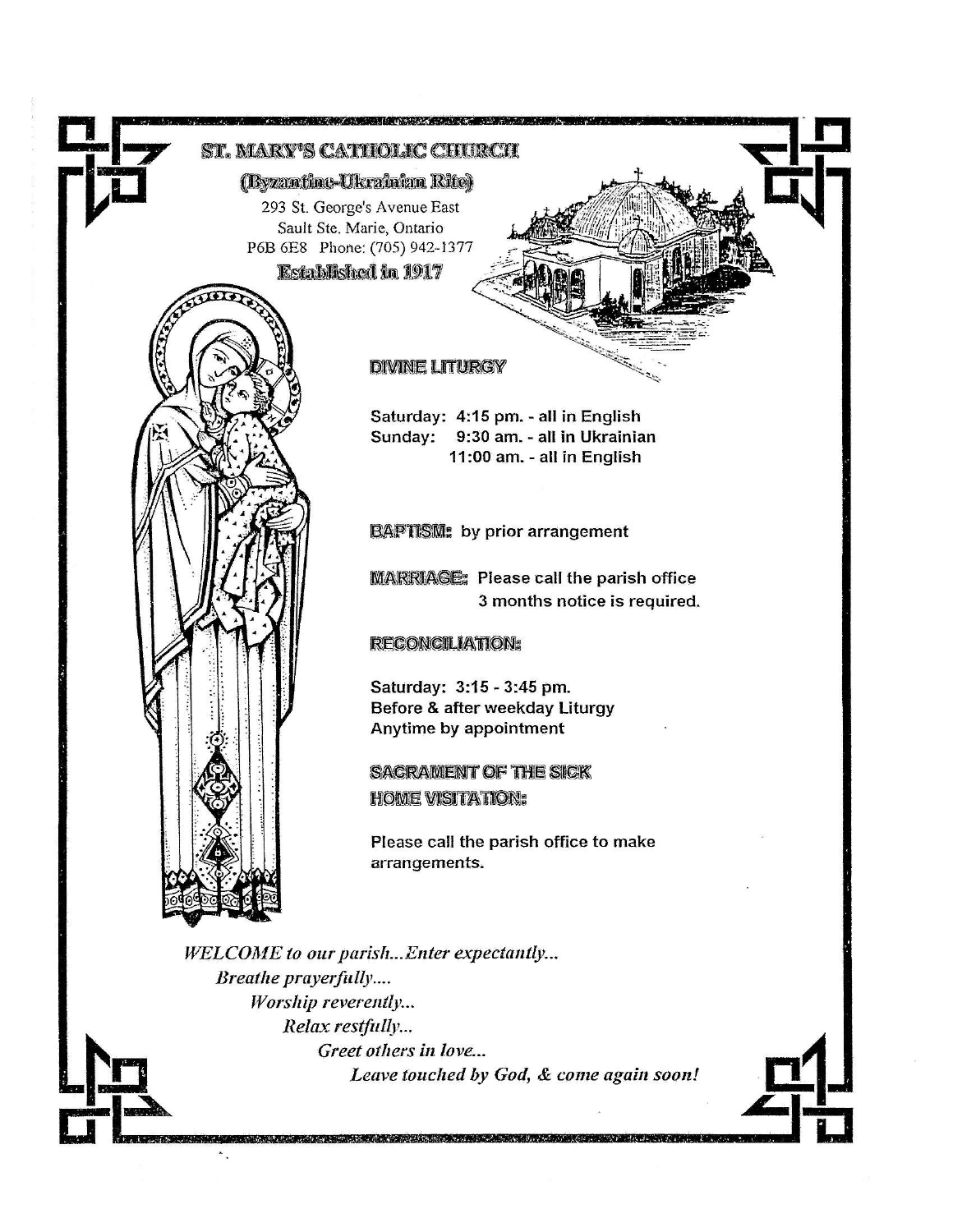# ST. MARY'S CATHOLIC CHURCH

## (Byzantine-Ukrainian Rite)

293 St. George's Avenue East
Sault Ste. Marie, Ontario
P6B 6E8 Phone: (705) 942-1377

**Established in 1917**

### DIVINE LITURGY

Saturday: 4:15 pm. - all in English
Sunday: 9:30 am. - all in Ukrainian
11:00 am. - all in English

**BAPTISM:** by prior arrangement

**MARRIAGE:** Please call the parish office
3 months notice is required.

### RECONCILIATION:

Saturday: 3:15 - 3:45 pm.
Before & after weekday Liturgy
Anytime by appointment

### SACRAMENT OF THE SICK
### HOME VISITATION:

Please call the parish office to make arrangements.

*WELCOME to our parish...Enter expectantly...*
*Breathe prayerfully....*
*Worship reverently...*
*Relax restfully...*
*Greet others in love...*
*Leave touched by God, & come again soon!*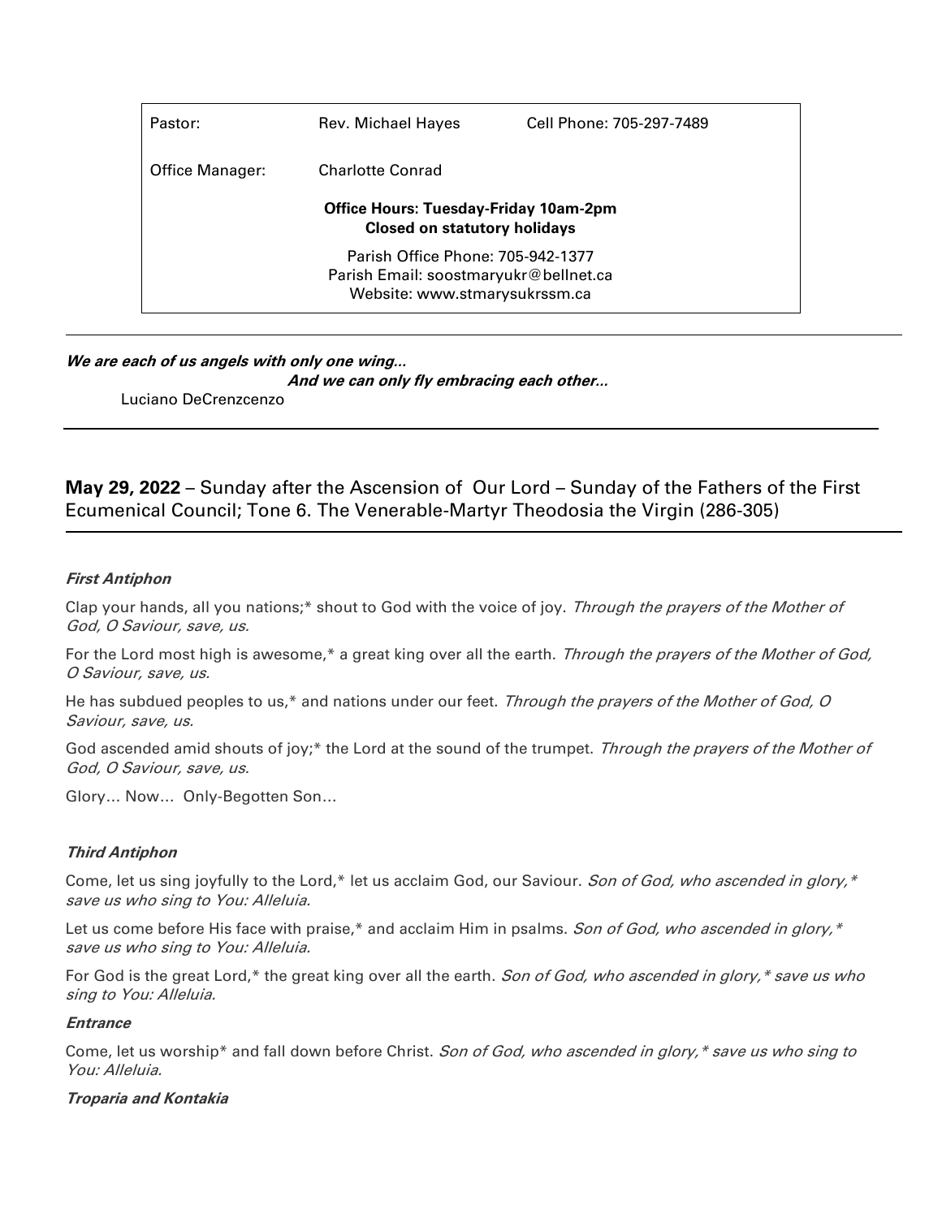| Pastor: | Rev. Michael Hayes | Cell Phone: 705-297-7489 |
|---|---|---|
| Office Manager: | Charlotte Conrad | |

**Office Hours: Tuesday-Friday 10am-2pm**
**Closed on statutory holidays**

Parish Office Phone: 705-942-1377
Parish Email: soostmaryukr@bellnet.ca
Website: www.stmarysukrssm.ca

---

***We are each of us angels with only one wing...***
***And we can only fly embracing each other...***
Luciano DeCrenzcenzo

---

**May 29, 2022** – Sunday after the Ascension of Our Lord – Sunday of the Fathers of the First Ecumenical Council; Tone 6. The Venerable-Martyr Theodosia the Virgin (286-305)

---

***First Antiphon***

Clap your hands, all you nations;* shout to God with the voice of joy. *Through the prayers of the Mother of God, O Saviour, save, us.*

For the Lord most high is awesome,* a great king over all the earth. *Through the prayers of the Mother of God, O Saviour, save, us.*

He has subdued peoples to us,* and nations under our feet. *Through the prayers of the Mother of God, O Saviour, save, us.*

God ascended amid shouts of joy;* the Lord at the sound of the trumpet. *Through the prayers of the Mother of God, O Saviour, save, us.*

Glory… Now… Only-Begotten Son…

***Third Antiphon***

Come, let us sing joyfully to the Lord,* let us acclaim God, our Saviour. *Son of God, who ascended in glory,* save us who sing to You: Alleluia.*

Let us come before His face with praise,* and acclaim Him in psalms. *Son of God, who ascended in glory,* save us who sing to You: Alleluia.*

For God is the great Lord,* the great king over all the earth. *Son of God, who ascended in glory,* save us who sing to You: Alleluia.*

***Entrance***

Come, let us worship* and fall down before Christ. *Son of God, who ascended in glory,* save us who sing to You: Alleluia.*

***Troparia and Kontakia***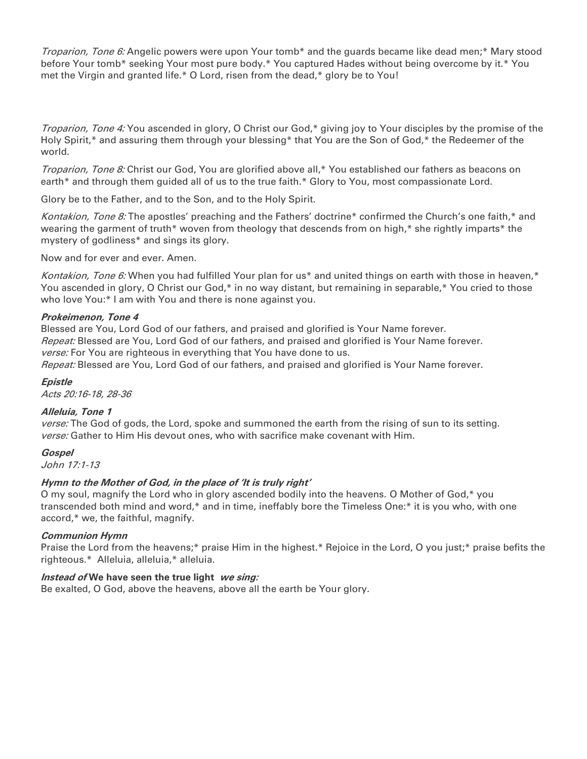*Troparion, Tone 6:* Angelic powers were upon Your tomb* and the guards became like dead men;* Mary stood before Your tomb* seeking Your most pure body.* You captured Hades without being overcome by it.* You met the Virgin and granted life.* O Lord, risen from the dead,* glory be to You!

*Troparion, Tone 4:* You ascended in glory, O Christ our God,* giving joy to Your disciples by the promise of the Holy Spirit,* and assuring them through your blessing* that You are the Son of God,* the Redeemer of the world.

*Troparion, Tone 8:* Christ our God, You are glorified above all,* You established our fathers as beacons on earth* and through them guided all of us to the true faith.* Glory to You, most compassionate Lord.

Glory be to the Father, and to the Son, and to the Holy Spirit.

*Kontakion, Tone 8:* The apostles' preaching and the Fathers' doctrine* confirmed the Church's one faith,* and wearing the garment of truth* woven from theology that descends from on high,* she rightly imparts* the mystery of godliness* and sings its glory.

Now and for ever and ever. Amen.

*Kontakion, Tone 6:* When you had fulfilled Your plan for us* and united things on earth with those in heaven,* You ascended in glory, O Christ our God,* in no way distant, but remaining in separable,* You cried to those who love You:* I am with You and there is none against you.

***Prokeimenon, Tone 4***

Blessed are You, Lord God of our fathers, and praised and glorified is Your Name forever.
*Repeat:* Blessed are You, Lord God of our fathers, and praised and glorified is Your Name forever.
*verse:* For You are righteous in everything that You have done to us.
*Repeat:* Blessed are You, Lord God of our fathers, and praised and glorified is Your Name forever.

***Epistle***

*Acts 20:16-18, 28-36*

***Alleluia, Tone 1***

*verse:* The God of gods, the Lord, spoke and summoned the earth from the rising of sun to its setting.
*verse:* Gather to Him His devout ones, who with sacrifice make covenant with Him.

***Gospel***

*John 17:1-13*

***Hymn to the Mother of God, in the place of 'It is truly right'***

O my soul, magnify the Lord who in glory ascended bodily into the heavens. O Mother of God,* you transcended both mind and word,* and in time, ineffably bore the Timeless One:* it is you who, with one accord,* we, the faithful, magnify.

***Communion Hymn***

Praise the Lord from the heavens;* praise Him in the highest.* Rejoice in the Lord, O you just;* praise befits the righteous.* Alleluia, alleluia,* alleluia.

***Instead of* We have seen the true light *we sing:***

Be exalted, O God, above the heavens, above all the earth be Your glory.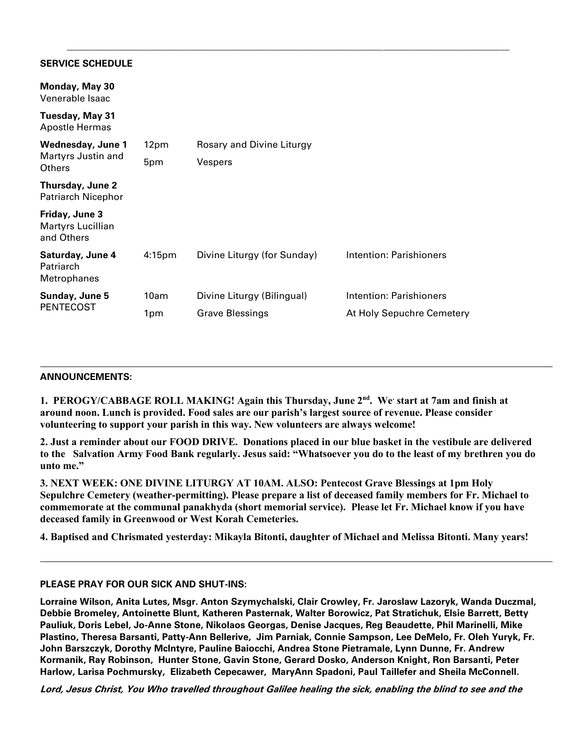## SERVICE SCHEDULE

| Day | Time | Service | Notes |
|---|---|---|---|
| **Monday, May 30**<br>Venerable Isaac | | | |
| **Tuesday, May 31**<br>Apostle Hermas | | | |
| **Wednesday, June 1**<br>Martyrs Justin and Others | 12pm<br>5pm | Rosary and Divine Liturgy<br>Vespers | |
| **Thursday, June 2**<br>Patriarch Nicephor | | | |
| **Friday, June 3**<br>Martyrs Lucillian and Others | | | |
| **Saturday, June 4**<br>Patriarch Metrophanes | 4:15pm | Divine Liturgy (for Sunday) | Intention: Parishioners |
| **Sunday, June 5**<br>PENTECOST | 10am<br>1pm | Divine Liturgy (Bilingual)<br>Grave Blessings | Intention: Parishioners<br>At Holy Sepuchre Cemetery |

## ANNOUNCEMENTS:

**1. PEROGY/CABBAGE ROLL MAKING! Again this Thursday, June 2nd. We start at 7am and finish at around noon. Lunch is provided. Food sales are our parish's largest source of revenue. Please consider volunteering to support your parish in this way. New volunteers are always welcome!**

**2. Just a reminder about our FOOD DRIVE. Donations placed in our blue basket in the vestibule are delivered to the Salvation Army Food Bank regularly. Jesus said: "Whatsoever you do to the least of my brethren you do unto me."**

**3. NEXT WEEK: ONE DIVINE LITURGY AT 10AM. ALSO: Pentecost Grave Blessings at 1pm Holy Sepulchre Cemetery (weather-permitting). Please prepare a list of deceased family members for Fr. Michael to commemorate at the communal panakhyda (short memorial service). Please let Fr. Michael know if you have deceased family in Greenwood or West Korah Cemeteries.**

**4. Baptised and Chrismated yesterday: Mikayla Bitonti, daughter of Michael and Melissa Bitonti. Many years!**

## PLEASE PRAY FOR OUR SICK AND SHUT-INS:

**Lorraine Wilson, Anita Lutes, Msgr. Anton Szymychalski, Clair Crowley, Fr. Jaroslaw Lazoryk, Wanda Duczmal, Debbie Bromeley, Antoinette Blunt, Katheren Pasternak, Walter Borowicz, Pat Stratichuk, Elsie Barrett, Betty Pauliuk, Doris Lebel, Jo-Anne Stone, Nikolaos Georgas, Denise Jacques, Reg Beaudette, Phil Marinelli, Mike Plastino, Theresa Barsanti, Patty-Ann Bellerive, Jim Parniak, Connie Sampson, Lee DeMelo, Fr. Oleh Yuryk, Fr. John Barszczyk, Dorothy McIntyre, Pauline Baiocchi, Andrea Stone Pietramale, Lynn Dunne, Fr. Andrew Kormanik, Ray Robinson, Hunter Stone, Gavin Stone, Gerard Dosko, Anderson Knight, Ron Barsanti, Peter Harlow, Larisa Pochmursky, Elizabeth Cepecawer, MaryAnn Spadoni, Paul Taillefer and Sheila McConnell.**

***Lord, Jesus Christ, You Who travelled throughout Galilee healing the sick, enabling the blind to see and the***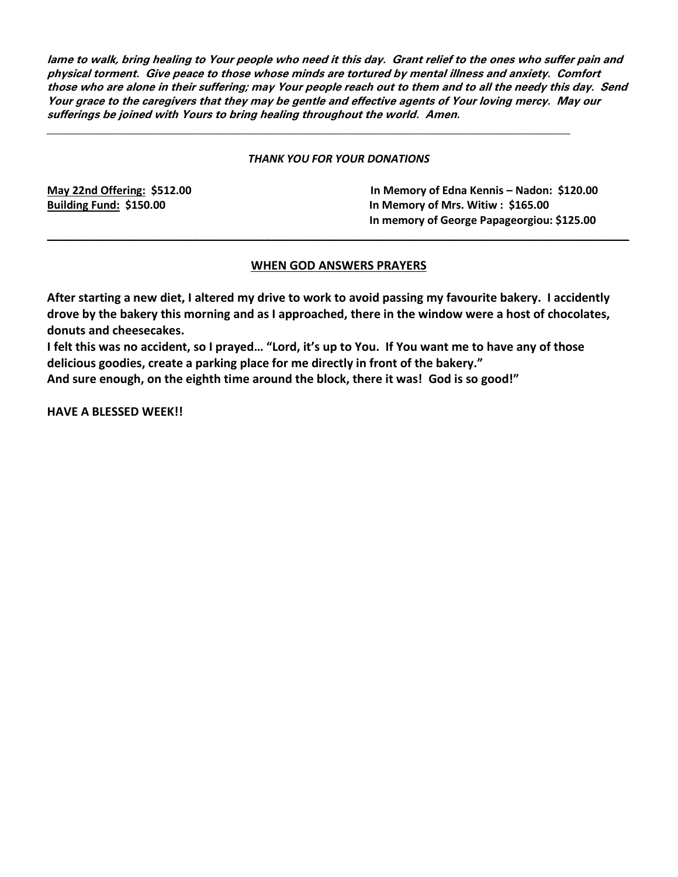***lame to walk, bring healing to Your people who need it this day. Grant relief to the ones who suffer pain and physical torment. Give peace to those whose minds are tortured by mental illness and anxiety. Comfort those who are alone in their suffering; may Your people reach out to them and to all the needy this day. Send Your grace to the caregivers that they may be gentle and effective agents of Your loving mercy. May our sufferings be joined with Yours to bring healing throughout the world. Amen.***

---

***THANK YOU FOR YOUR DONATIONS***

**May 22nd Offering: $512.00**

**Building Fund: $150.00**

**In Memory of Edna Kennis – Nadon: $120.00**

**In Memory of Mrs. Witiw : $165.00**

**In memory of George Papageorgiou: $125.00**

---

**WHEN GOD ANSWERS PRAYERS**

**After starting a new diet, I altered my drive to work to avoid passing my favourite bakery. I accidently drove by the bakery this morning and as I approached, there in the window were a host of chocolates, donuts and cheesecakes.**

**I felt this was no accident, so I prayed… "Lord, it's up to You. If You want me to have any of those delicious goodies, create a parking place for me directly in front of the bakery."**

**And sure enough, on the eighth time around the block, there it was! God is so good!"**

**HAVE A BLESSED WEEK!!**